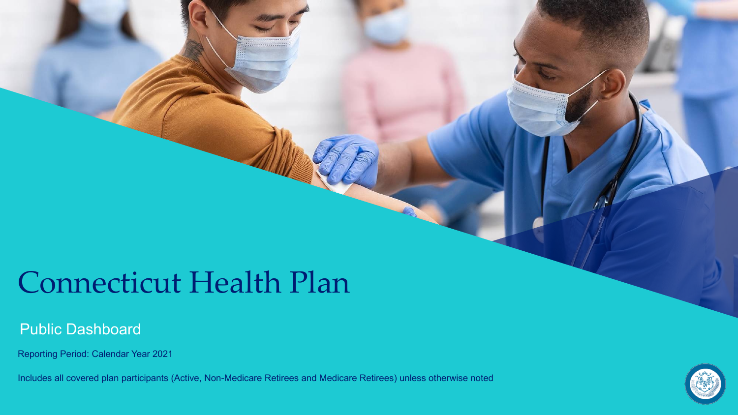# Connecticut Health Plan

## Public Dashboard

Reporting Period: Calendar Year 2021

Includes all covered plan participants (Active, Non-Medicare Retirees and Medicare Retirees) unless otherwise noted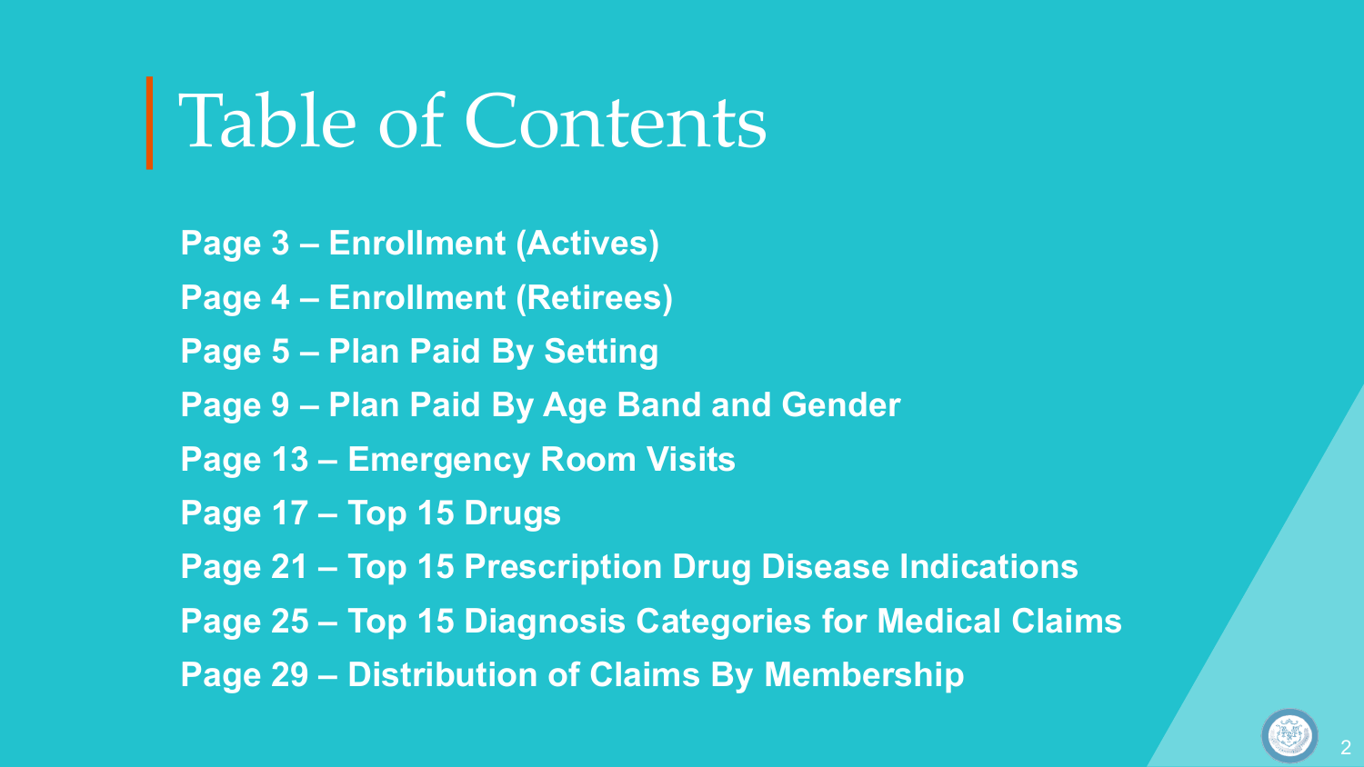# Table of Contents

**Page 3 – Enrollment (Actives)**

**Page 4 – Enrollment (Retirees)**

**Page 5 – Plan Paid By Setting**

**Page 9 – Plan Paid By Age Band and Gender**

**Page 13 – Emergency Room Visits**

**Page 17 – Top 15 Drugs**

**Page 21 – Top 15 Prescription Drug Disease Indications**

**Page 25 – Top 15 Diagnosis Categories for Medical Claims**

**Page 29 – Distribution of Claims By Membership**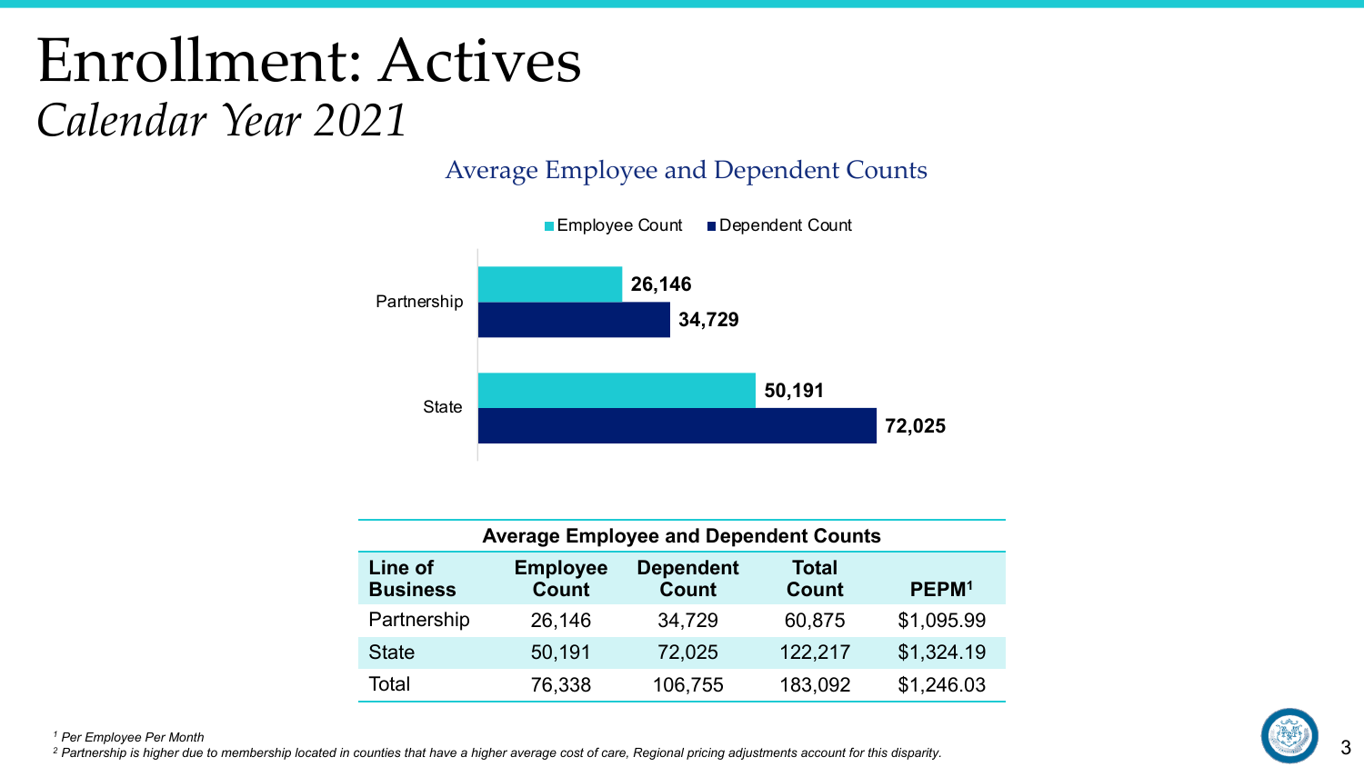# Enrollment: Actives

*Calendar Year 2021*

## Average Employee and Dependent Counts

| Line of Business | Employee Count | Dependent Count |
|---|---|---|
| Partnership | 26,146 | 34,729 |
| State | 50,191 | 72,025 |

**Average Employee and Dependent Counts**

| Line of Business | Employee Count | Dependent Count | Total Count | PEPM[1] |
|---|---|---|---|---|
| Partnership | 26,146 | 34,729 | 60,875 | $1,095.99 |
| State | 50,191 | 72,025 | 122,217 | $1,324.19 |
| Total | 76,338 | 106,755 | 183,092 | $1,246.03 |

*[1] Per Employee Per Month*

*[2] Partnership is higher due to membership located in counties that have a higher average cost of care, Regional pricing adjustments account for this disparity.*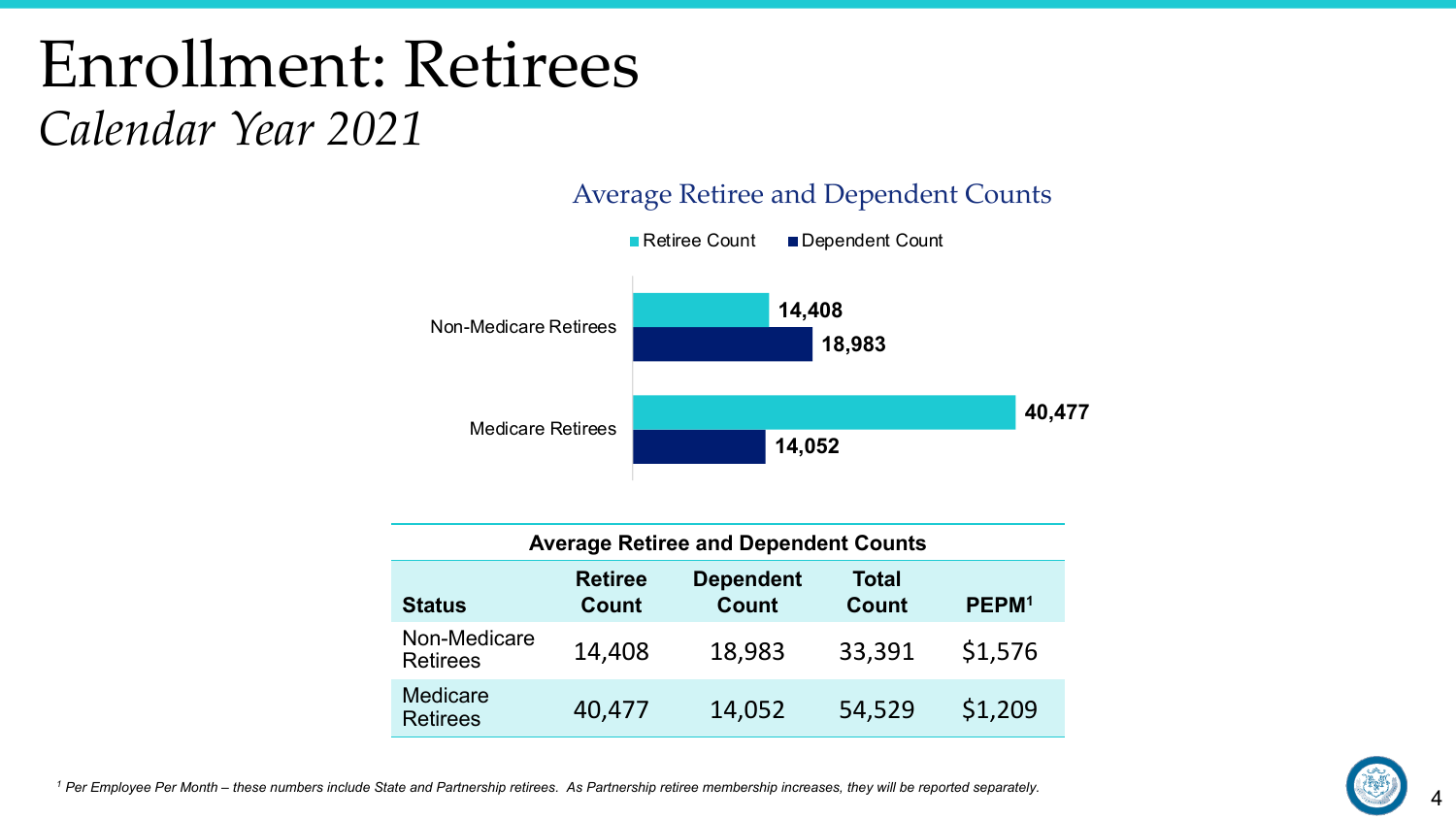# Enrollment: Retirees

*Calendar Year 2021*

## Average Retiree and Dependent Counts

| Status | Retiree Count | Dependent Count |
|---|---|---|
| Non-Medicare Retirees | 14,408 | 18,983 |
| Medicare Retirees | 40,477 | 14,052 |

| Average Retiree and Dependent Counts | | | | |
|---|---|---|---|---|
| **Status** | **Retiree Count** | **Dependent Count** | **Total Count** | **PEPM[1]** |
| Non-Medicare Retirees | 14,408 | 18,983 | 33,391 | $1,576 |
| Medicare Retirees | 40,477 | 14,052 | 54,529 | $1,209 |

*[1] Per Employee Per Month – these numbers include State and Partnership retirees. As Partnership retiree membership increases, they will be reported separately.*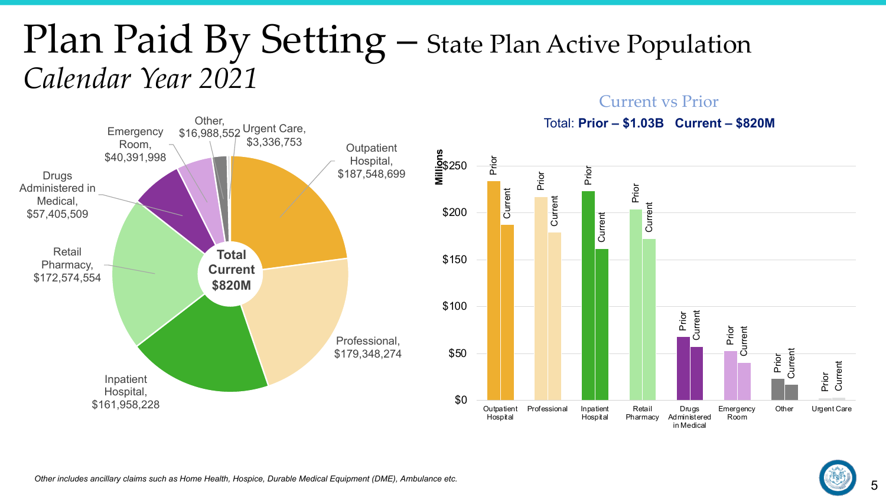# Plan Paid By Setting – State Plan Active Population

*Calendar Year 2021*

| Setting | Plan Paid (Current) |
| --- | --- |
| Outpatient Hospital | $187,548,699 |
| Professional | $179,348,274 |
| Inpatient Hospital | $161,958,228 |
| Retail Pharmacy | $172,574,554 |
| Drugs Administered in Medical | $57,405,509 |
| Emergency Room | $40,391,998 |
| Other | $16,988,552 |
| Urgent Care | $3,336,753 |

**Total Current $820M**

## Current vs Prior

Total: **Prior – $1.03B Current – $820M**

Millions

| Setting | Prior | Current |
| --- | --- | --- |
| Outpatient Hospital | Prior | Current |
| Professional | Prior | Current |
| Inpatient Hospital | Prior | Current |
| Retail Pharmacy | Prior | Current |
| Drugs Administered in Medical | Prior | Current |
| Emergency Room | Prior | Current |
| Other | Prior | Current |
| Urgent Care | Prior | Current |

*Other includes ancillary claims such as Home Health, Hospice, Durable Medical Equipment (DME), Ambulance etc.*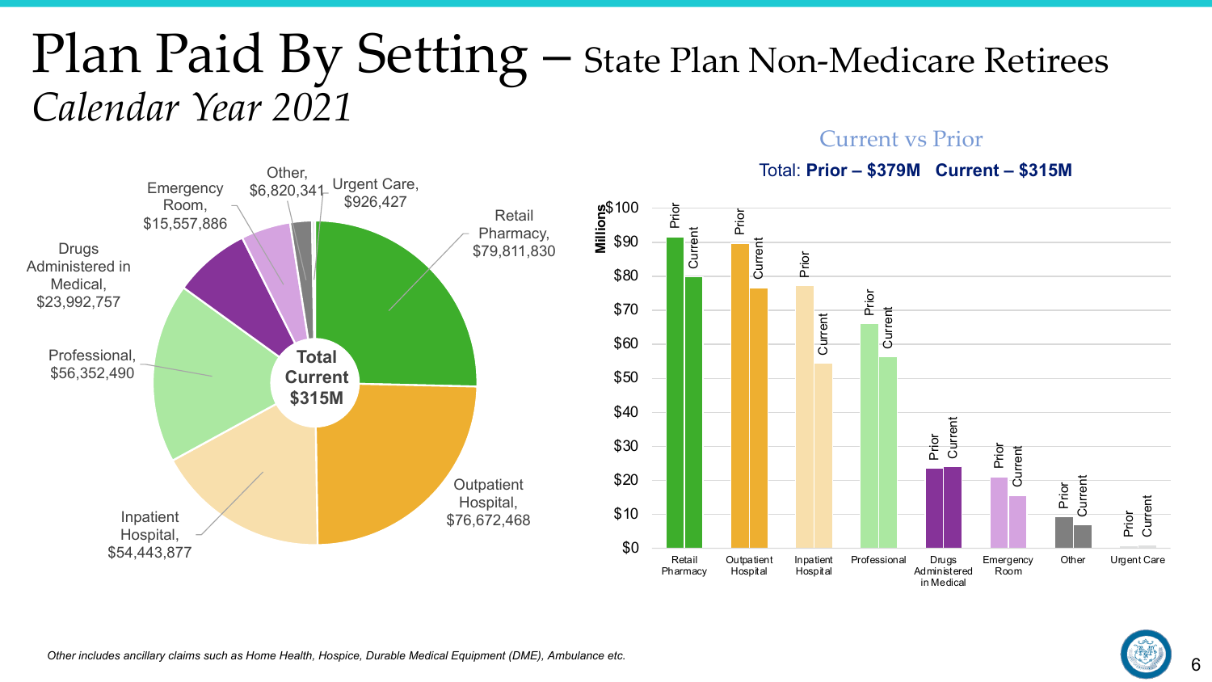# Plan Paid By Setting – State Plan Non-Medicare Retirees

*Calendar Year 2021*

**Total Current $315M**

| Setting | Current |
|---|---|
| Retail Pharmacy | $79,811,830 |
| Outpatient Hospital | $76,672,468 |
| Inpatient Hospital | $54,443,877 |
| Professional | $56,352,490 |
| Drugs Administered in Medical | $23,992,757 |
| Emergency Room | $15,557,886 |
| Other | $6,820,341 |
| Urgent Care | $926,427 |

## Current vs Prior

Total: **Prior – $379M Current – $315M**

*Other includes ancillary claims such as Home Health, Hospice, Durable Medical Equipment (DME), Ambulance etc.*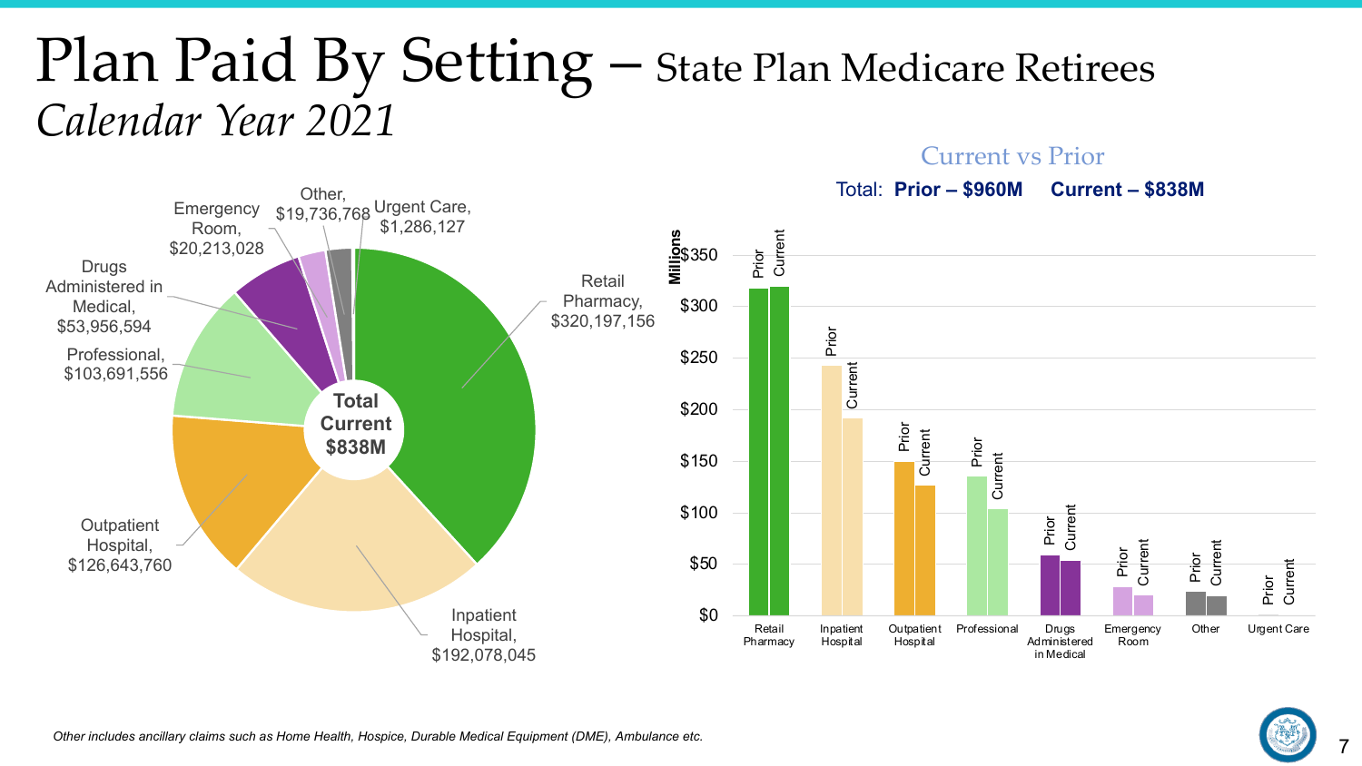# Plan Paid By Setting – State Plan Medicare Retirees

*Calendar Year 2021*

**Total Current $838M**

| Setting | Current Plan Paid |
| --- | --- |
| Retail Pharmacy | $320,197,156 |
| Inpatient Hospital | $192,078,045 |
| Outpatient Hospital | $126,643,760 |
| Professional | $103,691,556 |
| Drugs Administered in Medical | $53,956,594 |
| Emergency Room | $20,213,028 |
| Other | $19,736,768 |
| Urgent Care | $1,286,127 |

## Current vs Prior

Total: **Prior – $960M** **Current – $838M**

Millions: $0, $50, $100, $150, $200, $250, $300, $350

Settings (Prior, Current): Retail Pharmacy, Inpatient Hospital, Outpatient Hospital, Professional, Drugs Administered in Medical, Emergency Room, Other, Urgent Care

*Other includes ancillary claims such as Home Health, Hospice, Durable Medical Equipment (DME), Ambulance etc.*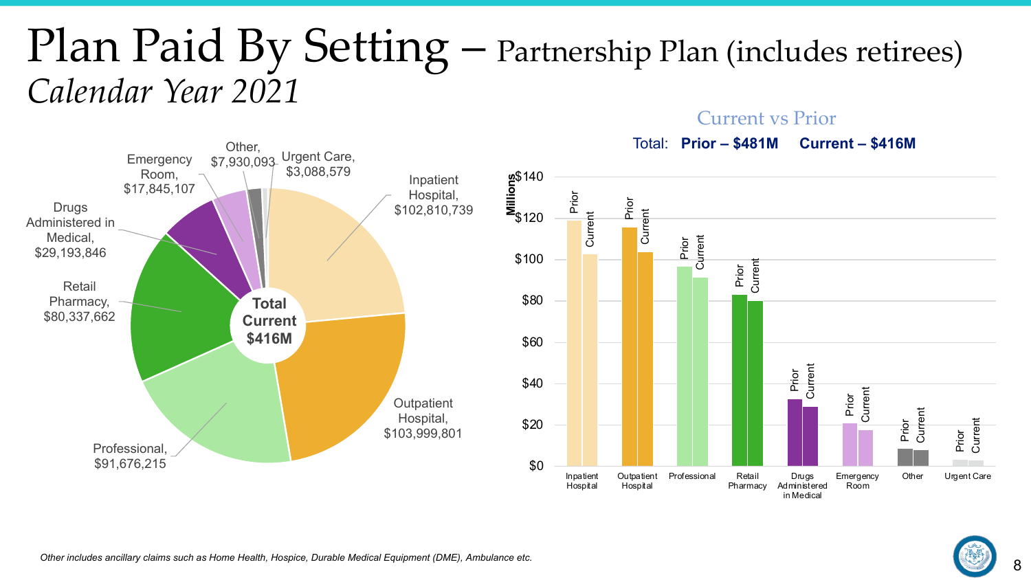# Plan Paid By Setting – Partnership Plan (includes retirees)

*Calendar Year 2021*

| Setting | Current |
| --- | --- |
| Inpatient Hospital | $102,810,739 |
| Outpatient Hospital | $103,999,801 |
| Professional | $91,676,215 |
| Retail Pharmacy | $80,337,662 |
| Drugs Administered in Medical | $29,193,846 |
| Emergency Room | $17,845,107 |
| Other | $7,930,093 |
| Urgent Care | $3,088,579 |

**Total Current $416M**

## Current vs Prior

Total: **Prior – $481M** **Current – $416M**

Millions: $0, $20, $40, $60, $80, $100, $120, $140

Categories (Prior / Current): Inpatient Hospital, Outpatient Hospital, Professional, Retail Pharmacy, Drugs Administered in Medical, Emergency Room, Other, Urgent Care

*Other includes ancillary claims such as Home Health, Hospice, Durable Medical Equipment (DME), Ambulance etc.*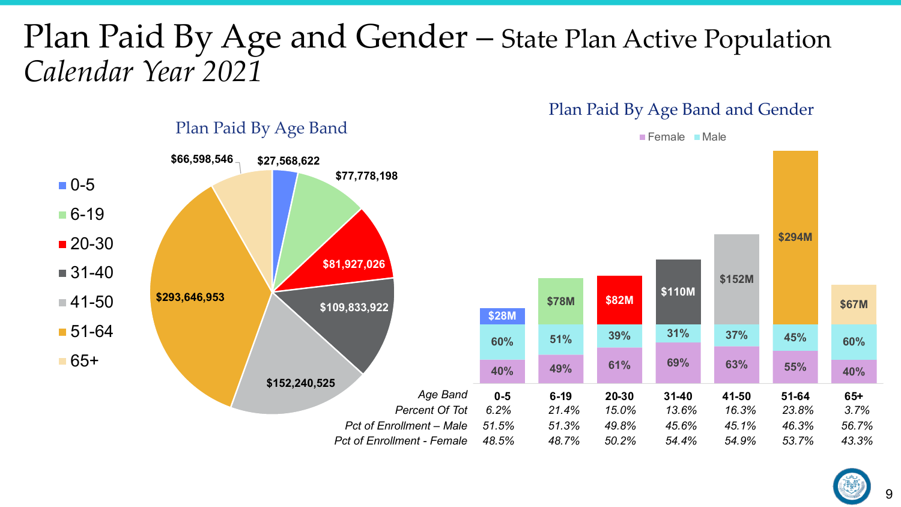# Plan Paid By Age and Gender – State Plan Active Population

*Calendar Year 2021*

## Plan Paid By Age Band

| Age Band | Plan Paid |
|---|---|
| 0-5 | $27,568,622 |
| 6-19 | $77,778,198 |
| 20-30 | $81,927,026 |
| 31-40 | $109,833,922 |
| 41-50 | $152,240,525 |
| 51-64 | $293,646,953 |
| 65+ | $66,598,546 |

## Plan Paid By Age Band and Gender

| Age Band | 0-5 | 6-19 | 20-30 | 31-40 | 41-50 | 51-64 | 65+ |
|---|---|---|---|---|---|---|---|
| Plan Paid | $28M | $78M | $82M | $110M | $152M | $294M | $67M |
| Male | 60% | 51% | 39% | 31% | 37% | 45% | 60% |
| Female | 40% | 49% | 61% | 69% | 63% | 55% | 40% |
| *Percent Of Tot* | *6.2%* | *21.4%* | *15.0%* | *13.6%* | *16.3%* | *23.8%* | *3.7%* |
| *Pct of Enrollment – Male* | *51.5%* | *51.3%* | *49.8%* | *45.6%* | *45.1%* | *46.3%* | *56.7%* |
| *Pct of Enrollment - Female* | *48.5%* | *48.7%* | *50.2%* | *54.4%* | *54.9%* | *53.7%* | *43.3%* |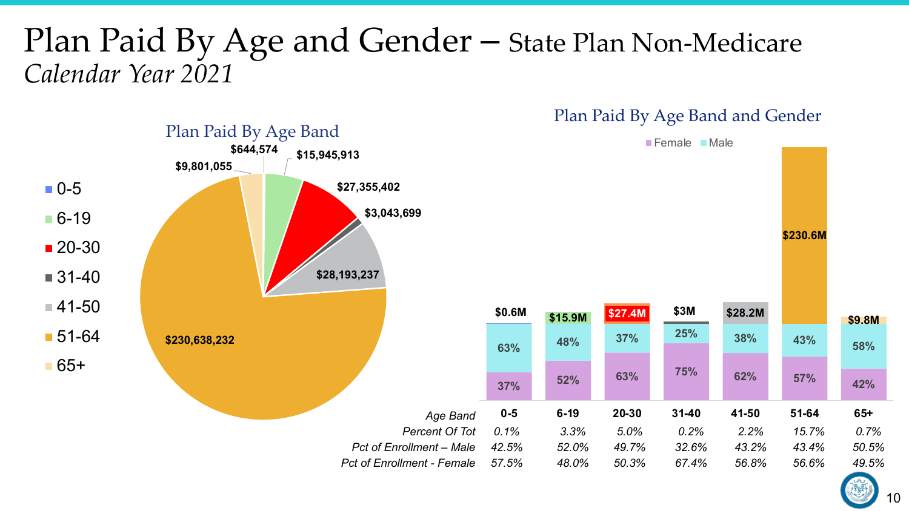# Plan Paid By Age and Gender – State Plan Non-Medicare

*Calendar Year 2021*

## Plan Paid By Age Band

| Age Band | Plan Paid |
|---|---|
| 0-5 | $644,574 |
| 6-19 | $15,945,913 |
| 20-30 | $27,355,402 |
| 31-40 | $3,043,699 |
| 41-50 | $28,193,237 |
| 51-64 | $230,638,232 |
| 65+ | $9,801,055 |

## Plan Paid By Age Band and Gender

| Age Band | 0-5 | 6-19 | 20-30 | 31-40 | 41-50 | 51-64 | 65+ |
|---|---|---|---|---|---|---|---|
| Plan Paid | $0.6M | $15.9M | $27.4M | $3M | $28.2M | $230.6M | $9.8M |
| Male | 63% | 48% | 37% | 25% | 38% | 43% | 58% |
| Female | 37% | 52% | 63% | 75% | 62% | 57% | 42% |
| *Percent Of Tot* | *0.1%* | *3.3%* | *5.0%* | *0.2%* | *2.2%* | *15.7%* | *0.7%* |
| *Pct of Enrollment – Male* | *42.5%* | *52.0%* | *49.7%* | *32.6%* | *43.2%* | *43.4%* | *50.5%* |
| *Pct of Enrollment - Female* | *57.5%* | *48.0%* | *50.3%* | *67.4%* | *56.8%* | *56.6%* | *49.5%* |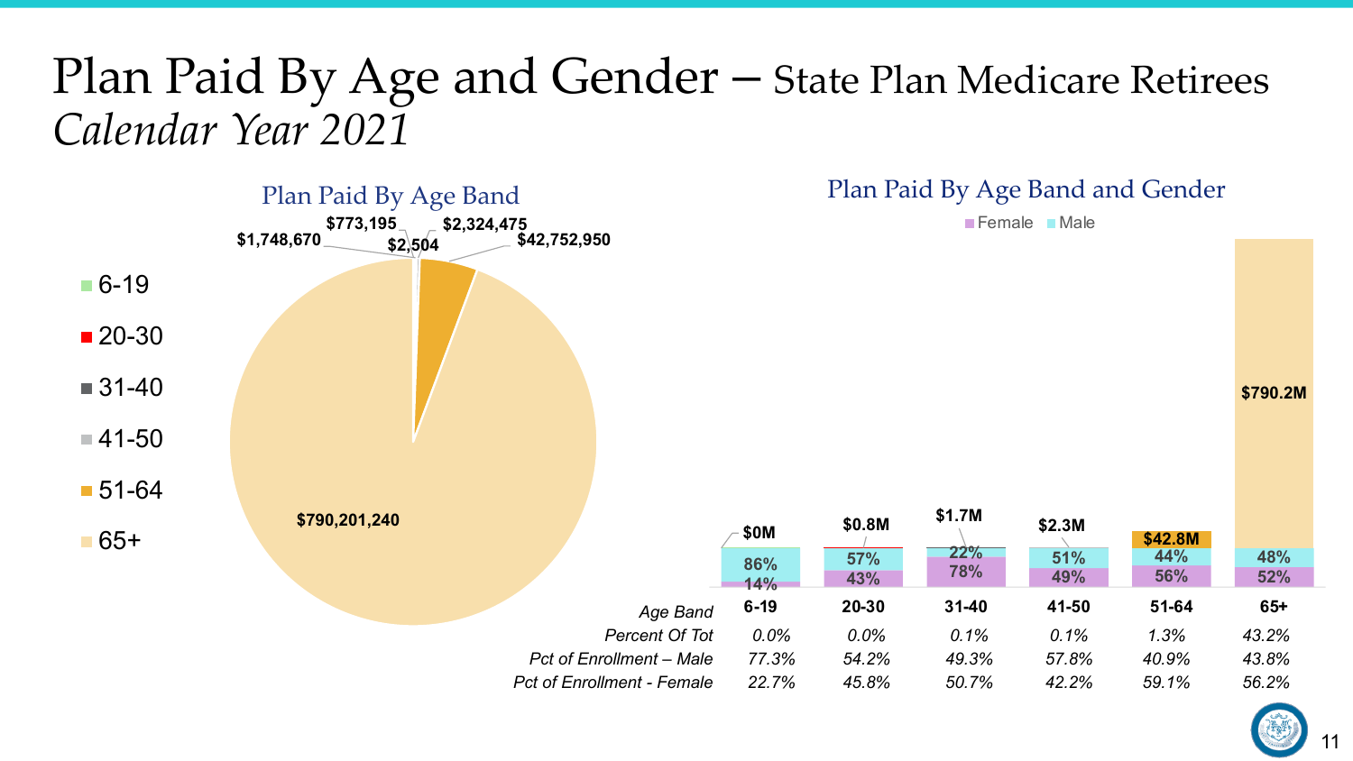# Plan Paid By Age and Gender – State Plan Medicare Retirees

*Calendar Year 2021*

## Plan Paid By Age Band

| Age Band | Plan Paid |
|---|---|
| 6-19 | $2,504 |
| 20-30 | $773,195 |
| 31-40 | $1,748,670 |
| 41-50 | $2,324,475 |
| 51-64 | $42,752,950 |
| 65+ | $790,201,240 |

## Plan Paid By Age Band and Gender

| Age Band | 6-19 | 20-30 | 31-40 | 41-50 | 51-64 | 65+ |
|---|---|---|---|---|---|---|
| Plan Paid | $0M | $0.8M | $1.7M | $2.3M | $42.8M | $790.2M |
| Male | 86% | 57% | 22% | 51% | 44% | 48% |
| Female | 14% | 43% | 78% | 49% | 56% | 52% |
| *Percent Of Tot* | *0.0%* | *0.0%* | *0.1%* | *0.1%* | *1.3%* | *43.2%* |
| *Pct of Enrollment – Male* | *77.3%* | *54.2%* | *49.3%* | *57.8%* | *40.9%* | *43.8%* |
| *Pct of Enrollment - Female* | *22.7%* | *45.8%* | *50.7%* | *42.2%* | *59.1%* | *56.2%* |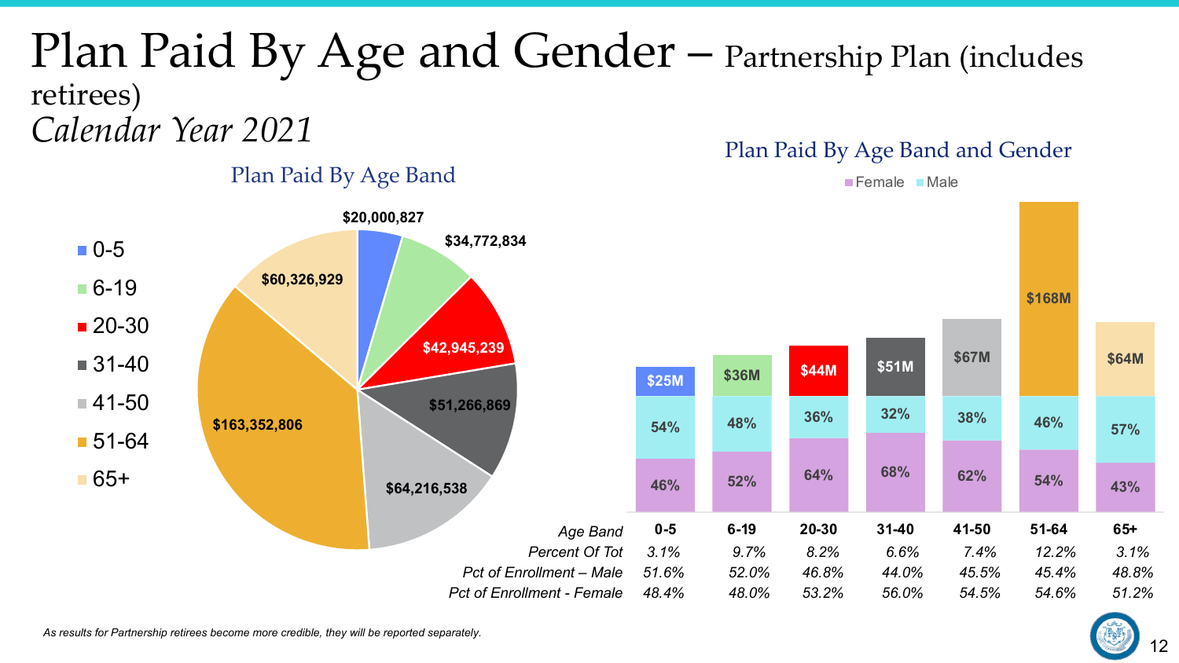# Plan Paid By Age and Gender – Partnership Plan (includes retirees)

*Calendar Year 2021*

## Plan Paid By Age Band

| Age Band | Plan Paid |
|---|---|
| 0-5 | $20,000,827 |
| 6-19 | $34,772,834 |
| 20-30 | $42,945,239 |
| 31-40 | $51,266,869 |
| 41-50 | $64,216,538 |
| 51-64 | $163,352,806 |
| 65+ | $60,326,929 |

## Plan Paid By Age Band and Gender

| Age Band | 0-5 | 6-19 | 20-30 | 31-40 | 41-50 | 51-64 | 65+ |
|---|---|---|---|---|---|---|---|
| Plan Paid | $25M | $36M | $44M | $51M | $67M | $168M | $64M |
| Male | 54% | 48% | 36% | 32% | 38% | 46% | 57% |
| Female | 46% | 52% | 64% | 68% | 62% | 54% | 43% |
| *Percent Of Tot* | *3.1%* | *9.7%* | *8.2%* | *6.6%* | *7.4%* | *12.2%* | *3.1%* |
| *Pct of Enrollment – Male* | *51.6%* | *52.0%* | *46.8%* | *44.0%* | *45.5%* | *45.4%* | *48.8%* |
| *Pct of Enrollment - Female* | *48.4%* | *48.0%* | *53.2%* | *56.0%* | *54.5%* | *54.6%* | *51.2%* |

*As results for Partnership retirees become more credible, they will be reported separately.*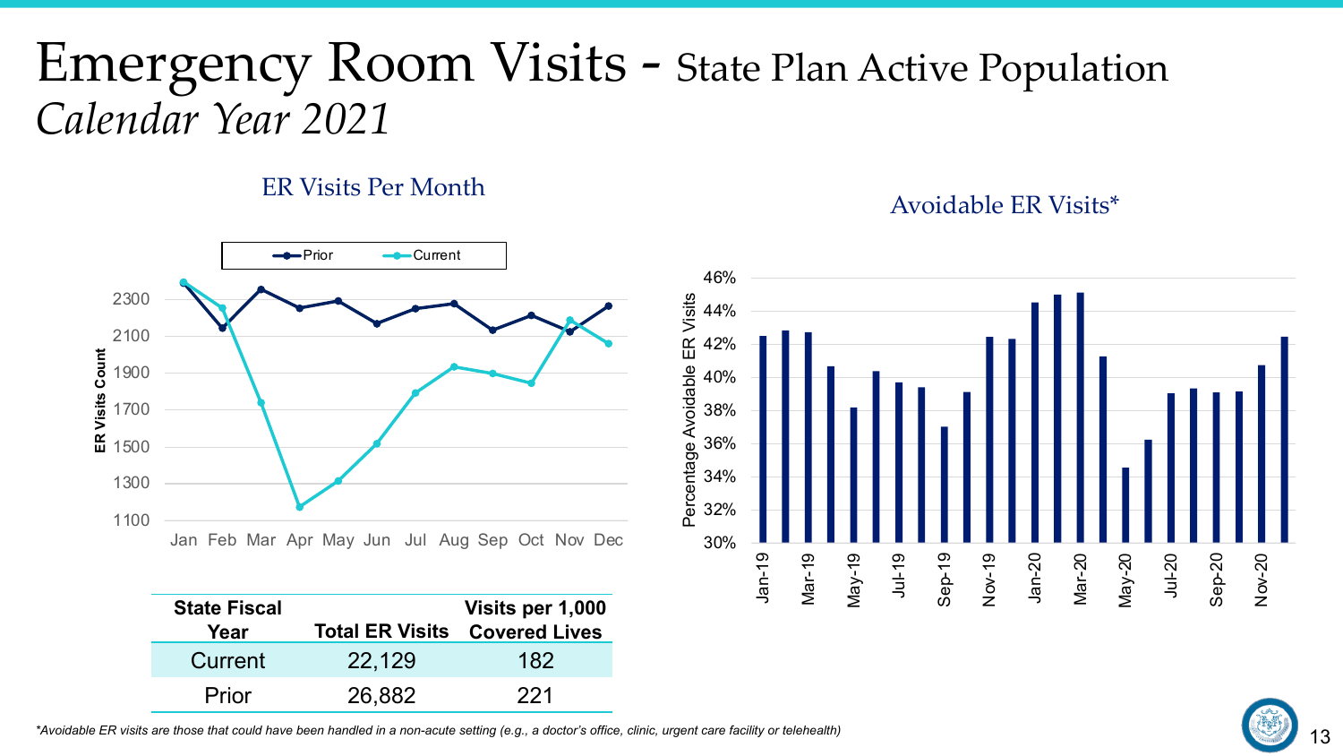# Emergency Room Visits - State Plan Active Population

*Calendar Year 2021*

## ER Visits Per Month

| State Fiscal Year | Total ER Visits | Visits per 1,000 Covered Lives |
|---|---|---|
| Current | 22,129 | 182 |
| Prior | 26,882 | 221 |

## Avoidable ER Visits*

*Avoidable ER visits are those that could have been handled in a non-acute setting (e.g., a doctor's office, clinic, urgent care facility or telehealth)*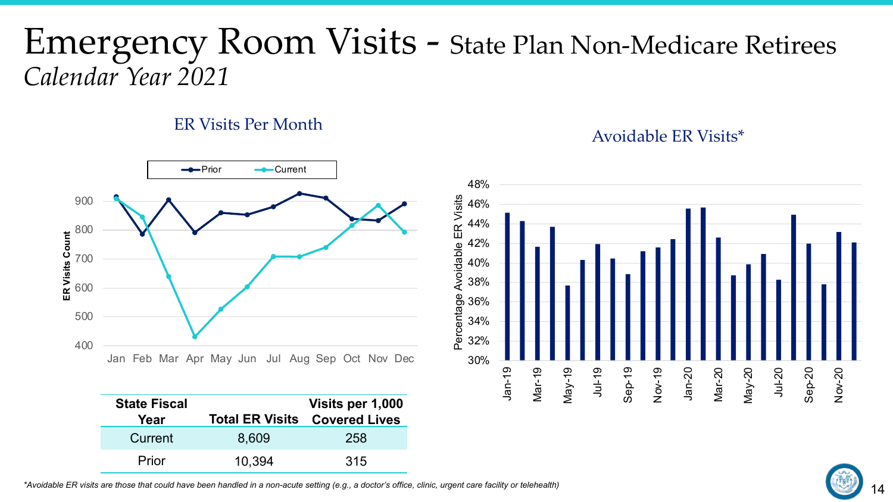# Emergency Room Visits - State Plan Non-Medicare Retirees

*Calendar Year 2021*

ER Visits Per Month

Avoidable ER Visits*

| State Fiscal Year | Total ER Visits | Visits per 1,000 Covered Lives |
|---|---|---|
| Current | 8,609 | 258 |
| Prior | 10,394 | 315 |

*\*Avoidable ER visits are those that could have been handled in a non-acute setting (e.g., a doctor's office, clinic, urgent care facility or telehealth)*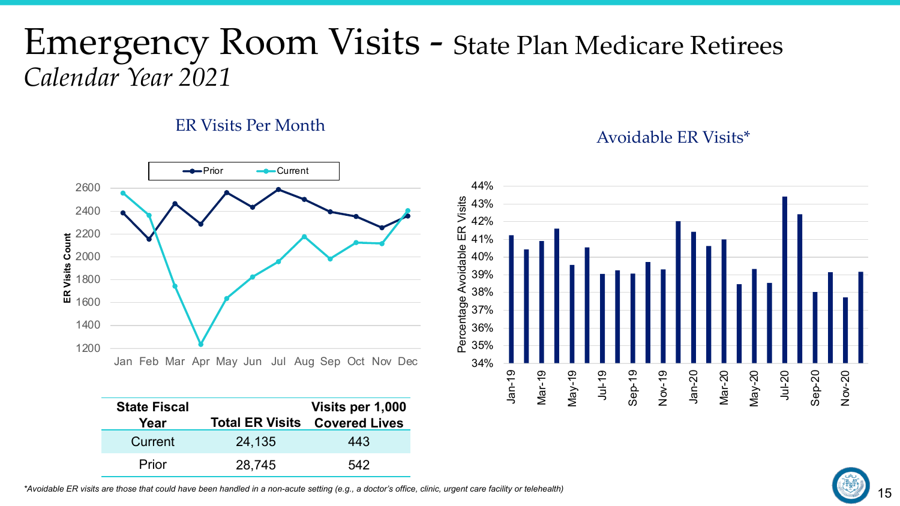# Emergency Room Visits - State Plan Medicare Retirees

*Calendar Year 2021*

## ER Visits Per Month

## Avoidable ER Visits*

| State Fiscal Year | Total ER Visits | Visits per 1,000 Covered Lives |
|---|---|---|
| Current | 24,135 | 443 |
| Prior | 28,745 | 542 |

*\*Avoidable ER visits are those that could have been handled in a non-acute setting (e.g., a doctor's office, clinic, urgent care facility or telehealth)*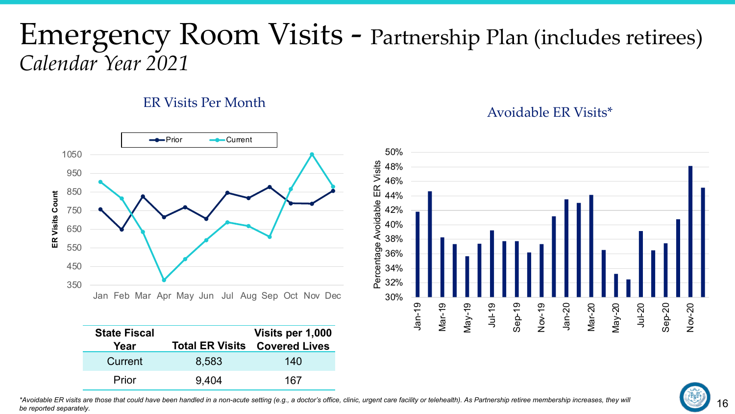# Emergency Room Visits - Partnership Plan (includes retirees)

*Calendar Year 2021*

## ER Visits Per Month

## Avoidable ER Visits*

| State Fiscal Year | Total ER Visits | Visits per 1,000 Covered Lives |
|---|---|---|
| Current | 8,583 | 140 |
| Prior | 9,404 | 167 |

*Avoidable ER visits are those that could have been handled in a non-acute setting (e.g., a doctor's office, clinic, urgent care facility or telehealth). As Partnership retiree membership increases, they will be reported separately.*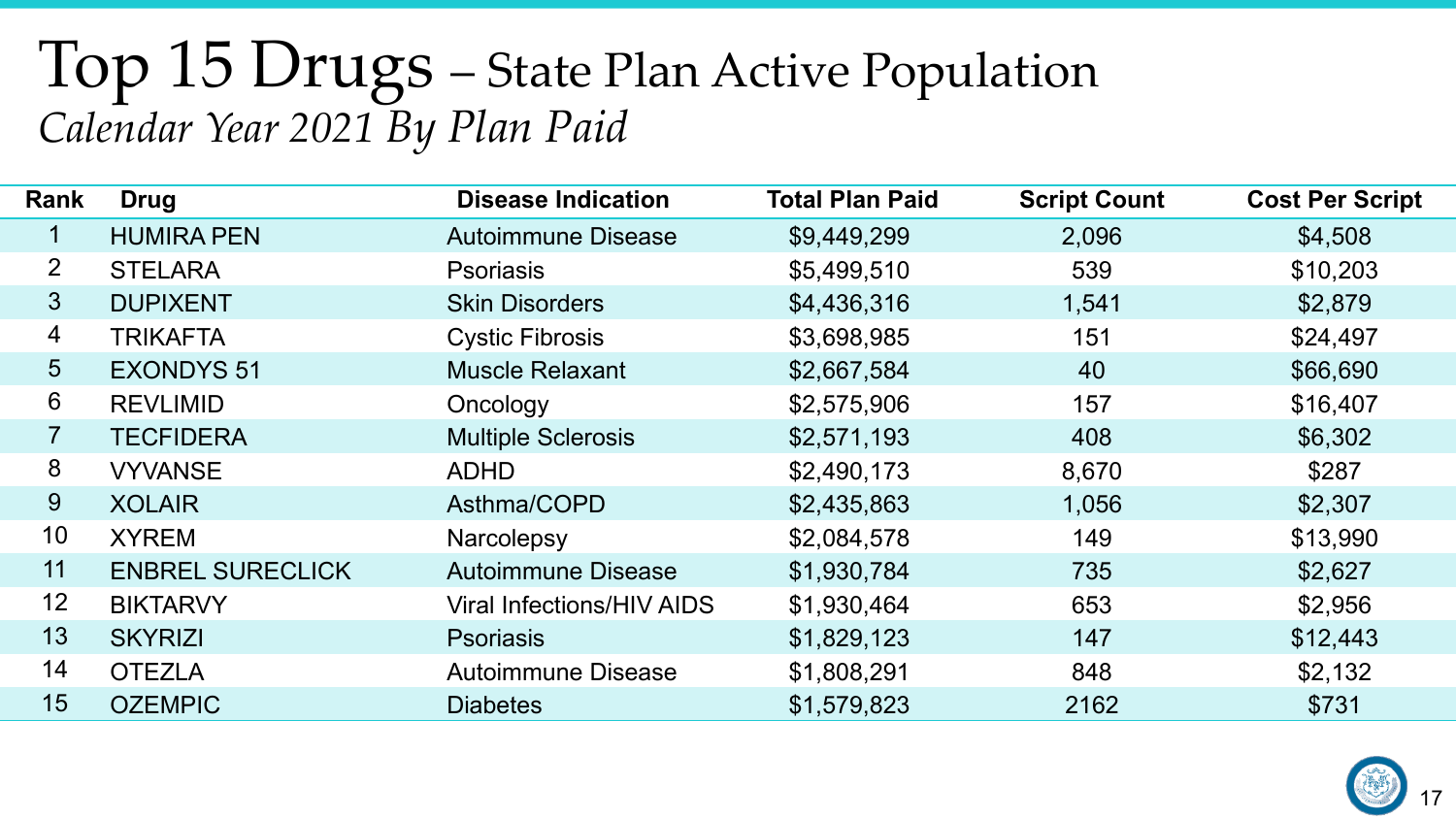# Top 15 Drugs – State Plan Active Population

*Calendar Year 2021 By Plan Paid*

| Rank | Drug | Disease Indication | Total Plan Paid | Script Count | Cost Per Script |
|---|---|---|---|---|---|
| 1 | HUMIRA PEN | Autoimmune Disease | $9,449,299 | 2,096 | $4,508 |
| 2 | STELARA | Psoriasis | $5,499,510 | 539 | $10,203 |
| 3 | DUPIXENT | Skin Disorders | $4,436,316 | 1,541 | $2,879 |
| 4 | TRIKAFTA | Cystic Fibrosis | $3,698,985 | 151 | $24,497 |
| 5 | EXONDYS 51 | Muscle Relaxant | $2,667,584 | 40 | $66,690 |
| 6 | REVLIMID | Oncology | $2,575,906 | 157 | $16,407 |
| 7 | TECFIDERA | Multiple Sclerosis | $2,571,193 | 408 | $6,302 |
| 8 | VYVANSE | ADHD | $2,490,173 | 8,670 | $287 |
| 9 | XOLAIR | Asthma/COPD | $2,435,863 | 1,056 | $2,307 |
| 10 | XYREM | Narcolepsy | $2,084,578 | 149 | $13,990 |
| 11 | ENBREL SURECLICK | Autoimmune Disease | $1,930,784 | 735 | $2,627 |
| 12 | BIKTARVY | Viral Infections/HIV AIDS | $1,930,464 | 653 | $2,956 |
| 13 | SKYRIZI | Psoriasis | $1,829,123 | 147 | $12,443 |
| 14 | OTEZLA | Autoimmune Disease | $1,808,291 | 848 | $2,132 |
| 15 | OZEMPIC | Diabetes | $1,579,823 | 2162 | $731 |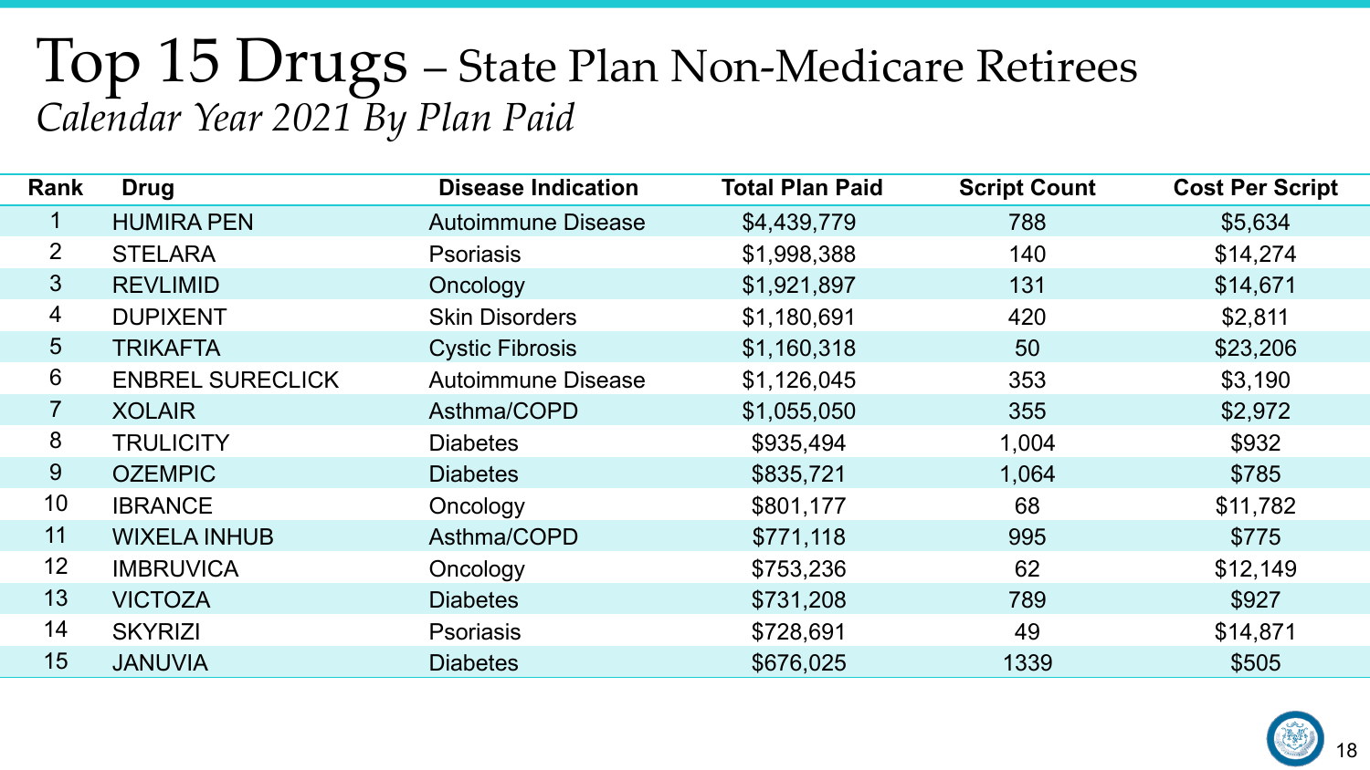# Top 15 Drugs – State Plan Non-Medicare Retirees

*Calendar Year 2021 By Plan Paid*

| Rank | Drug | Disease Indication | Total Plan Paid | Script Count | Cost Per Script |
|---|---|---|---|---|---|
| 1 | HUMIRA PEN | Autoimmune Disease | $4,439,779 | 788 | $5,634 |
| 2 | STELARA | Psoriasis | $1,998,388 | 140 | $14,274 |
| 3 | REVLIMID | Oncology | $1,921,897 | 131 | $14,671 |
| 4 | DUPIXENT | Skin Disorders | $1,180,691 | 420 | $2,811 |
| 5 | TRIKAFTA | Cystic Fibrosis | $1,160,318 | 50 | $23,206 |
| 6 | ENBREL SURECLICK | Autoimmune Disease | $1,126,045 | 353 | $3,190 |
| 7 | XOLAIR | Asthma/COPD | $1,055,050 | 355 | $2,972 |
| 8 | TRULICITY | Diabetes | $935,494 | 1,004 | $932 |
| 9 | OZEMPIC | Diabetes | $835,721 | 1,064 | $785 |
| 10 | IBRANCE | Oncology | $801,177 | 68 | $11,782 |
| 11 | WIXELA INHUB | Asthma/COPD | $771,118 | 995 | $775 |
| 12 | IMBRUVICA | Oncology | $753,236 | 62 | $12,149 |
| 13 | VICTOZA | Diabetes | $731,208 | 789 | $927 |
| 14 | SKYRIZI | Psoriasis | $728,691 | 49 | $14,871 |
| 15 | JANUVIA | Diabetes | $676,025 | 1339 | $505 |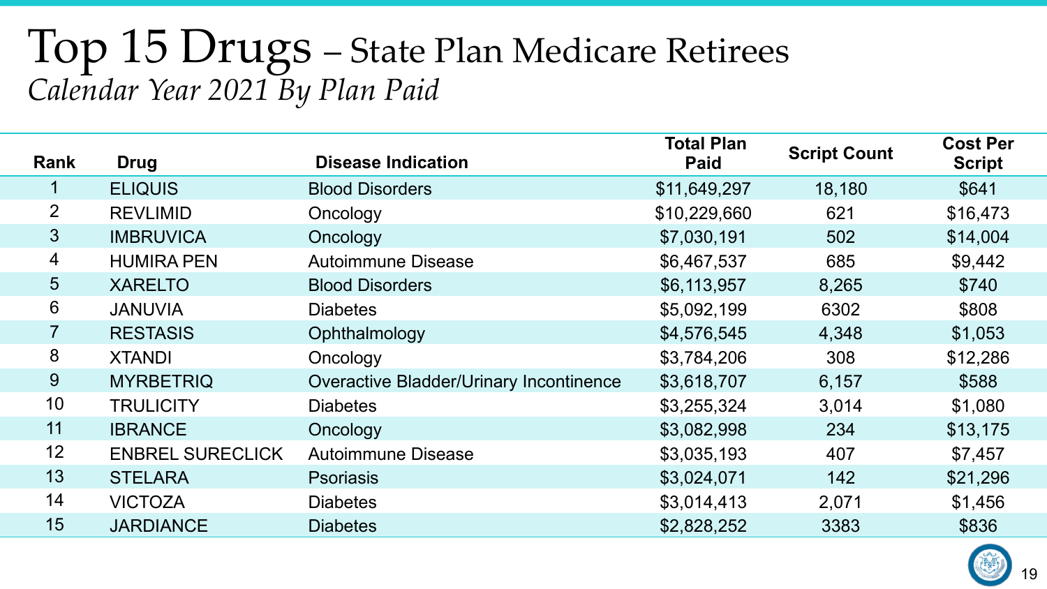# Top 15 Drugs – State Plan Medicare Retirees

*Calendar Year 2021 By Plan Paid*

| Rank | Drug | Disease Indication | Total Plan Paid | Script Count | Cost Per Script |
|---|---|---|---|---|---|
| 1 | ELIQUIS | Blood Disorders | $11,649,297 | 18,180 | $641 |
| 2 | REVLIMID | Oncology | $10,229,660 | 621 | $16,473 |
| 3 | IMBRUVICA | Oncology | $7,030,191 | 502 | $14,004 |
| 4 | HUMIRA PEN | Autoimmune Disease | $6,467,537 | 685 | $9,442 |
| 5 | XARELTO | Blood Disorders | $6,113,957 | 8,265 | $740 |
| 6 | JANUVIA | Diabetes | $5,092,199 | 6302 | $808 |
| 7 | RESTASIS | Ophthalmology | $4,576,545 | 4,348 | $1,053 |
| 8 | XTANDI | Oncology | $3,784,206 | 308 | $12,286 |
| 9 | MYRBETRIQ | Overactive Bladder/Urinary Incontinence | $3,618,707 | 6,157 | $588 |
| 10 | TRULICITY | Diabetes | $3,255,324 | 3,014 | $1,080 |
| 11 | IBRANCE | Oncology | $3,082,998 | 234 | $13,175 |
| 12 | ENBREL SURECLICK | Autoimmune Disease | $3,035,193 | 407 | $7,457 |
| 13 | STELARA | Psoriasis | $3,024,071 | 142 | $21,296 |
| 14 | VICTOZA | Diabetes | $3,014,413 | 2,071 | $1,456 |
| 15 | JARDIANCE | Diabetes | $2,828,252 | 3383 | $836 |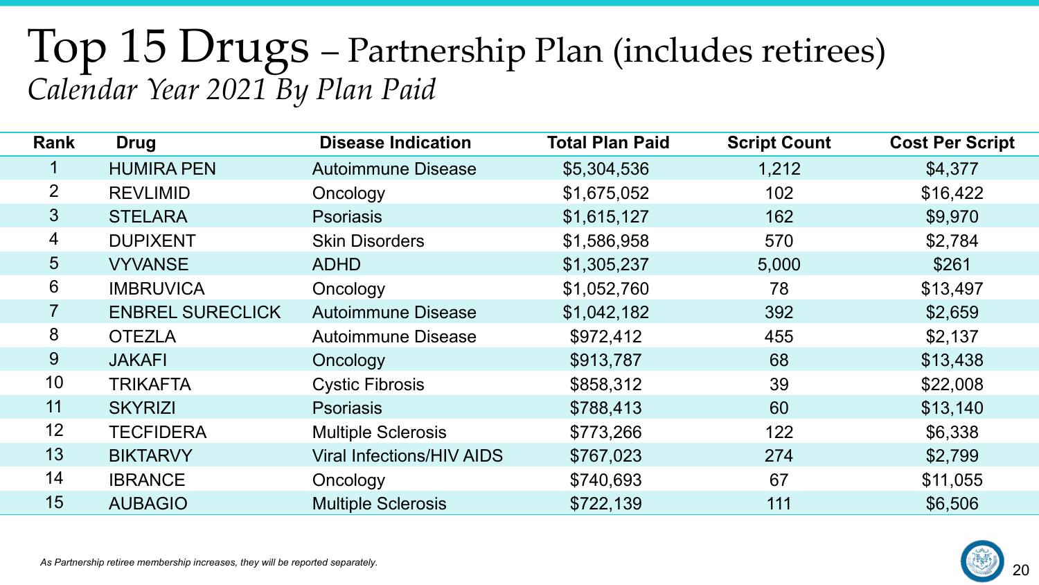# Top 15 Drugs – Partnership Plan (includes retirees)

*Calendar Year 2021 By Plan Paid*

| Rank | Drug | Disease Indication | Total Plan Paid | Script Count | Cost Per Script |
|---|---|---|---|---|---|
| 1 | HUMIRA PEN | Autoimmune Disease | $5,304,536 | 1,212 | $4,377 |
| 2 | REVLIMID | Oncology | $1,675,052 | 102 | $16,422 |
| 3 | STELARA | Psoriasis | $1,615,127 | 162 | $9,970 |
| 4 | DUPIXENT | Skin Disorders | $1,586,958 | 570 | $2,784 |
| 5 | VYVANSE | ADHD | $1,305,237 | 5,000 | $261 |
| 6 | IMBRUVICA | Oncology | $1,052,760 | 78 | $13,497 |
| 7 | ENBREL SURECLICK | Autoimmune Disease | $1,042,182 | 392 | $2,659 |
| 8 | OTEZLA | Autoimmune Disease | $972,412 | 455 | $2,137 |
| 9 | JAKAFI | Oncology | $913,787 | 68 | $13,438 |
| 10 | TRIKAFTA | Cystic Fibrosis | $858,312 | 39 | $22,008 |
| 11 | SKYRIZI | Psoriasis | $788,413 | 60 | $13,140 |
| 12 | TECFIDERA | Multiple Sclerosis | $773,266 | 122 | $6,338 |
| 13 | BIKTARVY | Viral Infections/HIV AIDS | $767,023 | 274 | $2,799 |
| 14 | IBRANCE | Oncology | $740,693 | 67 | $11,055 |
| 15 | AUBAGIO | Multiple Sclerosis | $722,139 | 111 | $6,506 |

*As Partnership retiree membership increases, they will be reported separately.*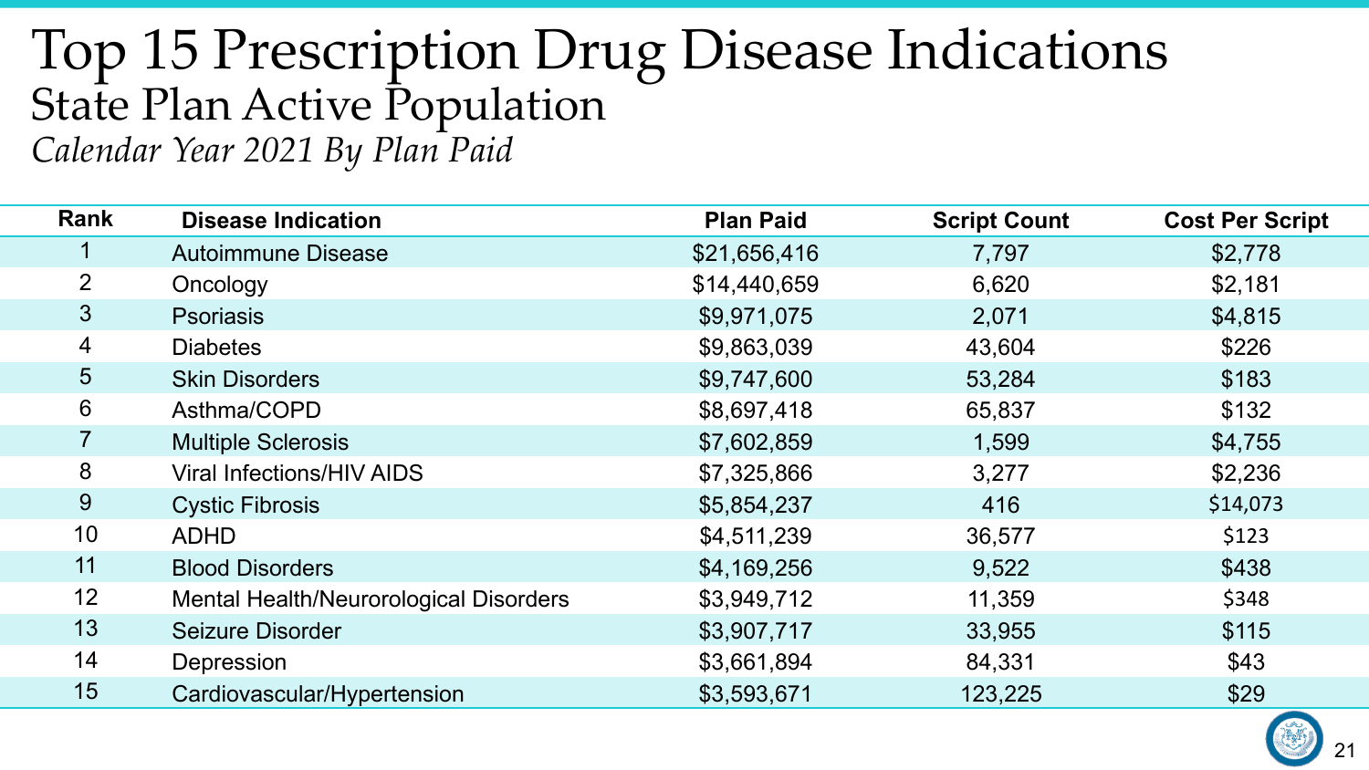# Top 15 Prescription Drug Disease Indications

## State Plan Active Population

*Calendar Year 2021 By Plan Paid*

| Rank | Disease Indication | Plan Paid | Script Count | Cost Per Script |
|---|---|---|---|---|
| 1 | Autoimmune Disease | $21,656,416 | 7,797 | $2,778 |
| 2 | Oncology | $14,440,659 | 6,620 | $2,181 |
| 3 | Psoriasis | $9,971,075 | 2,071 | $4,815 |
| 4 | Diabetes | $9,863,039 | 43,604 | $226 |
| 5 | Skin Disorders | $9,747,600 | 53,284 | $183 |
| 6 | Asthma/COPD | $8,697,418 | 65,837 | $132 |
| 7 | Multiple Sclerosis | $7,602,859 | 1,599 | $4,755 |
| 8 | Viral Infections/HIV AIDS | $7,325,866 | 3,277 | $2,236 |
| 9 | Cystic Fibrosis | $5,854,237 | 416 | $14,073 |
| 10 | ADHD | $4,511,239 | 36,577 | $123 |
| 11 | Blood Disorders | $4,169,256 | 9,522 | $438 |
| 12 | Mental Health/Neurorological Disorders | $3,949,712 | 11,359 | $348 |
| 13 | Seizure Disorder | $3,907,717 | 33,955 | $115 |
| 14 | Depression | $3,661,894 | 84,331 | $43 |
| 15 | Cardiovascular/Hypertension | $3,593,671 | 123,225 | $29 |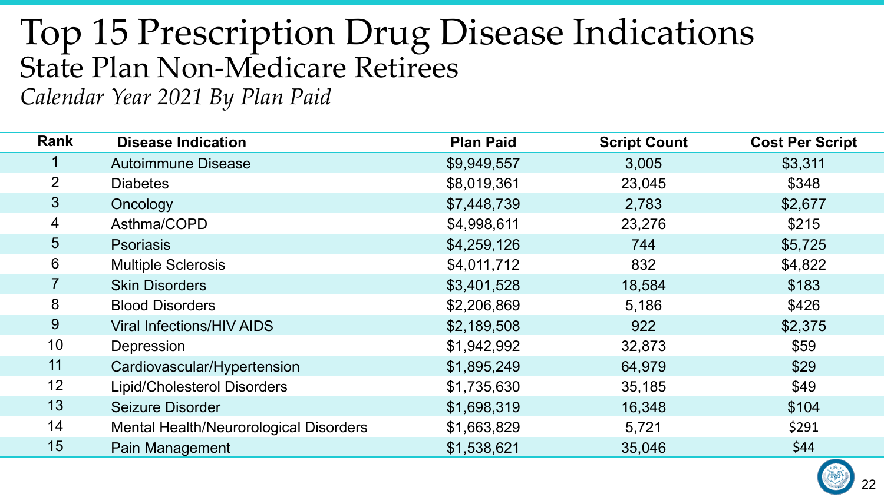# Top 15 Prescription Drug Disease Indications

## State Plan Non-Medicare Retirees

*Calendar Year 2021 By Plan Paid*

| Rank | Disease Indication | Plan Paid | Script Count | Cost Per Script |
|---|---|---|---|---|
| 1 | Autoimmune Disease | $9,949,557 | 3,005 | $3,311 |
| 2 | Diabetes | $8,019,361 | 23,045 | $348 |
| 3 | Oncology | $7,448,739 | 2,783 | $2,677 |
| 4 | Asthma/COPD | $4,998,611 | 23,276 | $215 |
| 5 | Psoriasis | $4,259,126 | 744 | $5,725 |
| 6 | Multiple Sclerosis | $4,011,712 | 832 | $4,822 |
| 7 | Skin Disorders | $3,401,528 | 18,584 | $183 |
| 8 | Blood Disorders | $2,206,869 | 5,186 | $426 |
| 9 | Viral Infections/HIV AIDS | $2,189,508 | 922 | $2,375 |
| 10 | Depression | $1,942,992 | 32,873 | $59 |
| 11 | Cardiovascular/Hypertension | $1,895,249 | 64,979 | $29 |
| 12 | Lipid/Cholesterol Disorders | $1,735,630 | 35,185 | $49 |
| 13 | Seizure Disorder | $1,698,319 | 16,348 | $104 |
| 14 | Mental Health/Neurorological Disorders | $1,663,829 | 5,721 | $291 |
| 15 | Pain Management | $1,538,621 | 35,046 | $44 |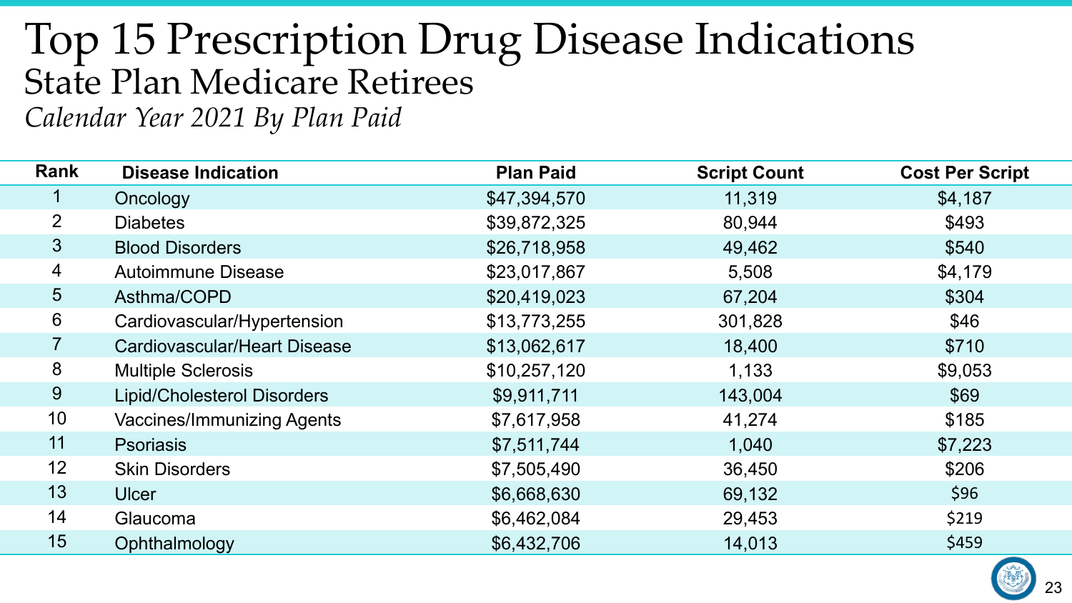# Top 15 Prescription Drug Disease Indications

## State Plan Medicare Retirees

*Calendar Year 2021 By Plan Paid*

| Rank | Disease Indication | Plan Paid | Script Count | Cost Per Script |
|---|---|---|---|---|
| 1 | Oncology | $47,394,570 | 11,319 | $4,187 |
| 2 | Diabetes | $39,872,325 | 80,944 | $493 |
| 3 | Blood Disorders | $26,718,958 | 49,462 | $540 |
| 4 | Autoimmune Disease | $23,017,867 | 5,508 | $4,179 |
| 5 | Asthma/COPD | $20,419,023 | 67,204 | $304 |
| 6 | Cardiovascular/Hypertension | $13,773,255 | 301,828 | $46 |
| 7 | Cardiovascular/Heart Disease | $13,062,617 | 18,400 | $710 |
| 8 | Multiple Sclerosis | $10,257,120 | 1,133 | $9,053 |
| 9 | Lipid/Cholesterol Disorders | $9,911,711 | 143,004 | $69 |
| 10 | Vaccines/Immunizing Agents | $7,617,958 | 41,274 | $185 |
| 11 | Psoriasis | $7,511,744 | 1,040 | $7,223 |
| 12 | Skin Disorders | $7,505,490 | 36,450 | $206 |
| 13 | Ulcer | $6,668,630 | 69,132 | $96 |
| 14 | Glaucoma | $6,462,084 | 29,453 | $219 |
| 15 | Ophthalmology | $6,432,706 | 14,013 | $459 |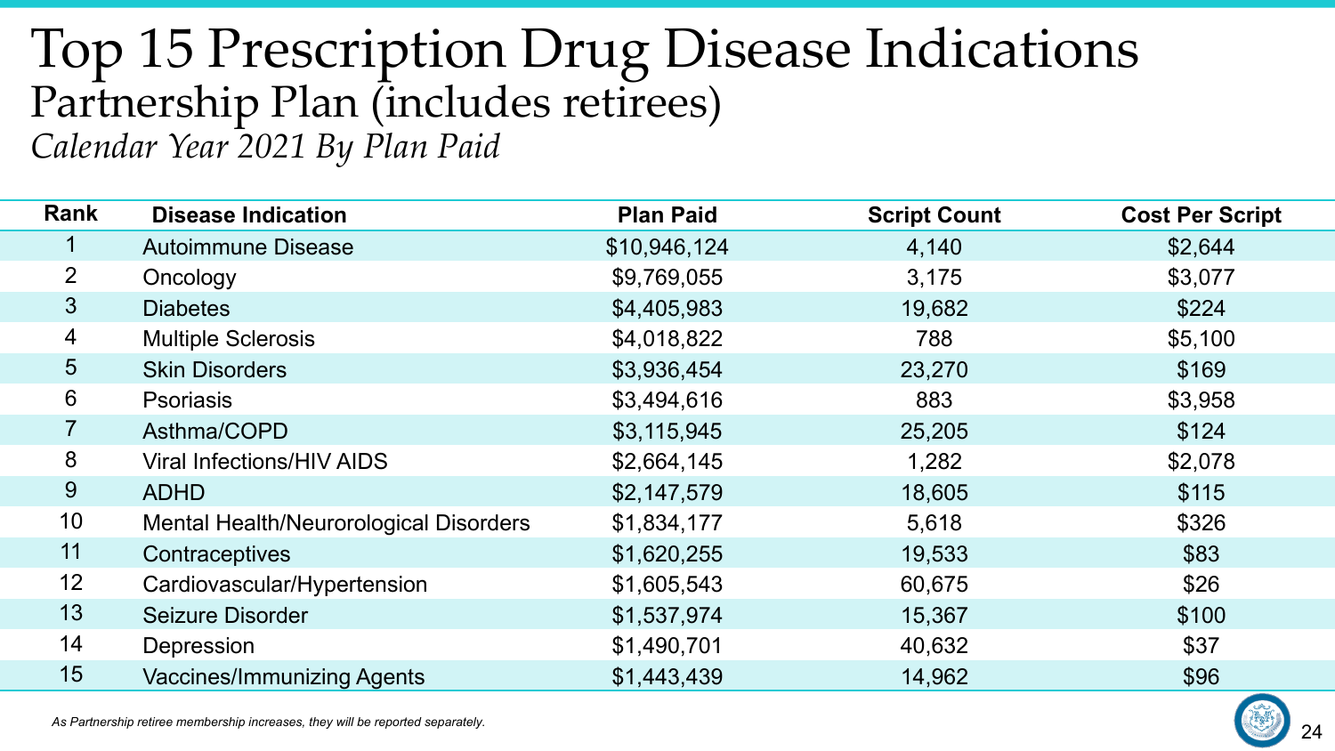# Top 15 Prescription Drug Disease Indications

## Partnership Plan (includes retirees)

*Calendar Year 2021 By Plan Paid*

| Rank | Disease Indication | Plan Paid | Script Count | Cost Per Script |
|---|---|---|---|---|
| 1 | Autoimmune Disease | $10,946,124 | 4,140 | $2,644 |
| 2 | Oncology | $9,769,055 | 3,175 | $3,077 |
| 3 | Diabetes | $4,405,983 | 19,682 | $224 |
| 4 | Multiple Sclerosis | $4,018,822 | 788 | $5,100 |
| 5 | Skin Disorders | $3,936,454 | 23,270 | $169 |
| 6 | Psoriasis | $3,494,616 | 883 | $3,958 |
| 7 | Asthma/COPD | $3,115,945 | 25,205 | $124 |
| 8 | Viral Infections/HIV AIDS | $2,664,145 | 1,282 | $2,078 |
| 9 | ADHD | $2,147,579 | 18,605 | $115 |
| 10 | Mental Health/Neurorological Disorders | $1,834,177 | 5,618 | $326 |
| 11 | Contraceptives | $1,620,255 | 19,533 | $83 |
| 12 | Cardiovascular/Hypertension | $1,605,543 | 60,675 | $26 |
| 13 | Seizure Disorder | $1,537,974 | 15,367 | $100 |
| 14 | Depression | $1,490,701 | 40,632 | $37 |
| 15 | Vaccines/Immunizing Agents | $1,443,439 | 14,962 | $96 |

*As Partnership retiree membership increases, they will be reported separately.*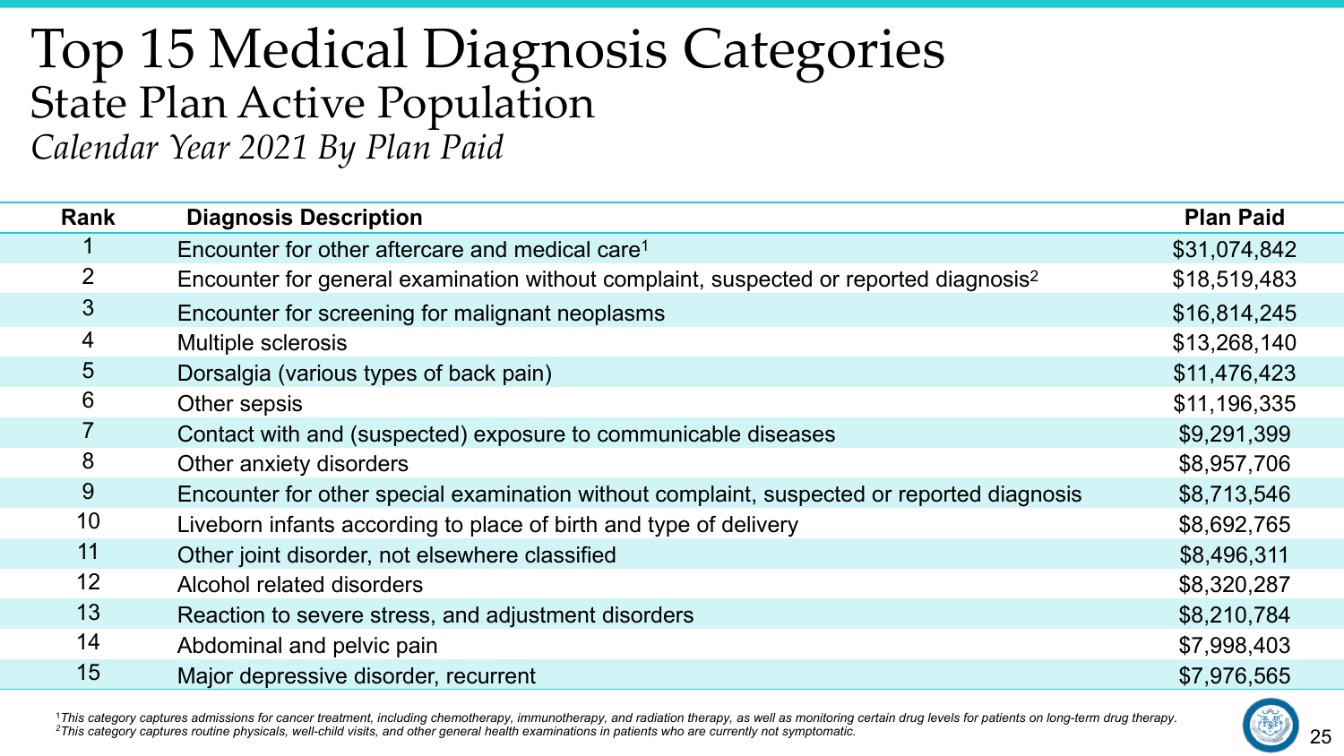# Top 15 Medical Diagnosis Categories

## State Plan Active Population

*Calendar Year 2021 By Plan Paid*

| Rank | Diagnosis Description | Plan Paid |
|---|---|---|
| 1 | Encounter for other aftercare and medical care[1] | $31,074,842 |
| 2 | Encounter for general examination without complaint, suspected or reported diagnosis[2] | $18,519,483 |
| 3 | Encounter for screening for malignant neoplasms | $16,814,245 |
| 4 | Multiple sclerosis | $13,268,140 |
| 5 | Dorsalgia (various types of back pain) | $11,476,423 |
| 6 | Other sepsis | $11,196,335 |
| 7 | Contact with and (suspected) exposure to communicable diseases | $9,291,399 |
| 8 | Other anxiety disorders | $8,957,706 |
| 9 | Encounter for other special examination without complaint, suspected or reported diagnosis | $8,713,546 |
| 10 | Liveborn infants according to place of birth and type of delivery | $8,692,765 |
| 11 | Other joint disorder, not elsewhere classified | $8,496,311 |
| 12 | Alcohol related disorders | $8,320,287 |
| 13 | Reaction to severe stress, and adjustment disorders | $8,210,784 |
| 14 | Abdominal and pelvic pain | $7,998,403 |
| 15 | Major depressive disorder, recurrent | $7,976,565 |

[1] *This category captures admissions for cancer treatment, including chemotherapy, immunotherapy, and radiation therapy, as well as monitoring certain drug levels for patients on long-term drug therapy.*
[2] *This category captures routine physicals, well-child visits, and other general health examinations in patients who are currently not symptomatic.*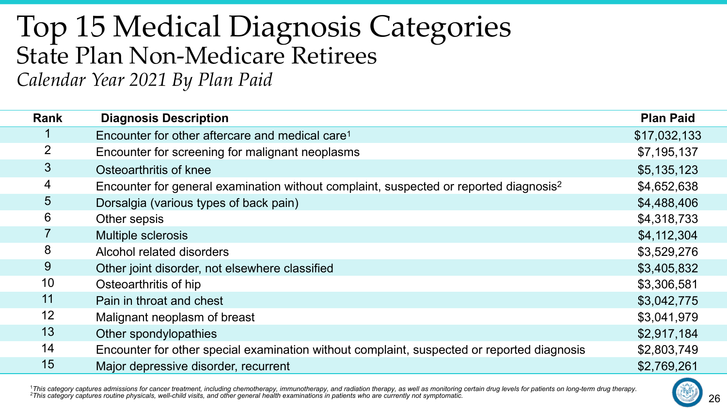# Top 15 Medical Diagnosis Categories

## State Plan Non-Medicare Retirees

*Calendar Year 2021 By Plan Paid*

| Rank | Diagnosis Description | Plan Paid |
|---|---|---|
| 1 | Encounter for other aftercare and medical care[1] | $17,032,133 |
| 2 | Encounter for screening for malignant neoplasms | $7,195,137 |
| 3 | Osteoarthritis of knee | $5,135,123 |
| 4 | Encounter for general examination without complaint, suspected or reported diagnosis[2] | $4,652,638 |
| 5 | Dorsalgia (various types of back pain) | $4,488,406 |
| 6 | Other sepsis | $4,318,733 |
| 7 | Multiple sclerosis | $4,112,304 |
| 8 | Alcohol related disorders | $3,529,276 |
| 9 | Other joint disorder, not elsewhere classified | $3,405,832 |
| 10 | Osteoarthritis of hip | $3,306,581 |
| 11 | Pain in throat and chest | $3,042,775 |
| 12 | Malignant neoplasm of breast | $3,041,979 |
| 13 | Other spondylopathies | $2,917,184 |
| 14 | Encounter for other special examination without complaint, suspected or reported diagnosis | $2,803,749 |
| 15 | Major depressive disorder, recurrent | $2,769,261 |

[1] *This category captures admissions for cancer treatment, including chemotherapy, immunotherapy, and radiation therapy, as well as monitoring certain drug levels for patients on long-term drug therapy.*
[2] *This category captures routine physicals, well-child visits, and other general health examinations in patients who are currently not symptomatic.*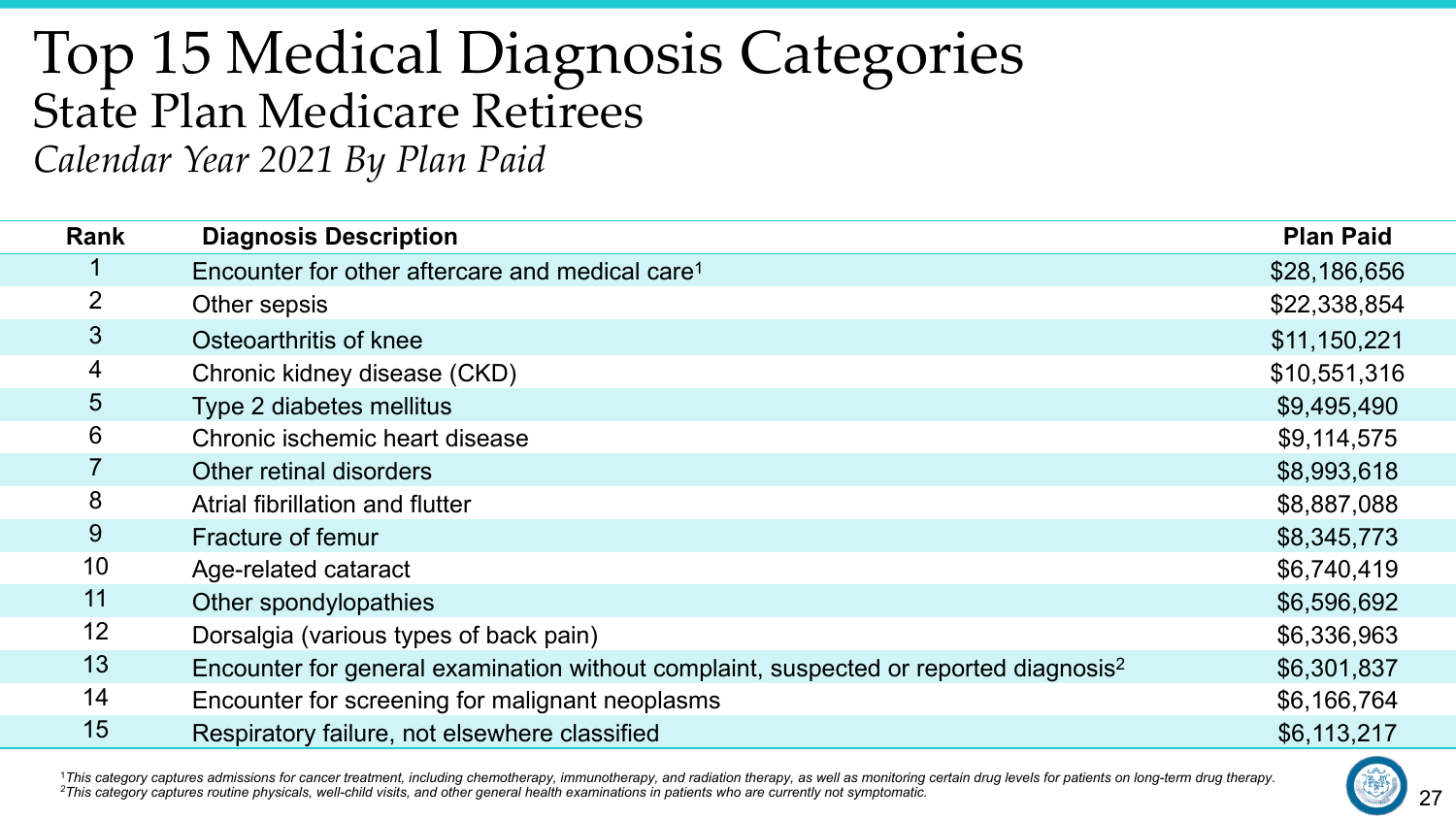# Top 15 Medical Diagnosis Categories

## State Plan Medicare Retirees

*Calendar Year 2021 By Plan Paid*

| Rank | Diagnosis Description | Plan Paid |
|---|---|---|
| 1 | Encounter for other aftercare and medical care[1] | $28,186,656 |
| 2 | Other sepsis | $22,338,854 |
| 3 | Osteoarthritis of knee | $11,150,221 |
| 4 | Chronic kidney disease (CKD) | $10,551,316 |
| 5 | Type 2 diabetes mellitus | $9,495,490 |
| 6 | Chronic ischemic heart disease | $9,114,575 |
| 7 | Other retinal disorders | $8,993,618 |
| 8 | Atrial fibrillation and flutter | $8,887,088 |
| 9 | Fracture of femur | $8,345,773 |
| 10 | Age-related cataract | $6,740,419 |
| 11 | Other spondylopathies | $6,596,692 |
| 12 | Dorsalgia (various types of back pain) | $6,336,963 |
| 13 | Encounter for general examination without complaint, suspected or reported diagnosis[2] | $6,301,837 |
| 14 | Encounter for screening for malignant neoplasms | $6,166,764 |
| 15 | Respiratory failure, not elsewhere classified | $6,113,217 |

[1] *This category captures admissions for cancer treatment, including chemotherapy, immunotherapy, and radiation therapy, as well as monitoring certain drug levels for patients on long-term drug therapy.*
[2] *This category captures routine physicals, well-child visits, and other general health examinations in patients who are currently not symptomatic.*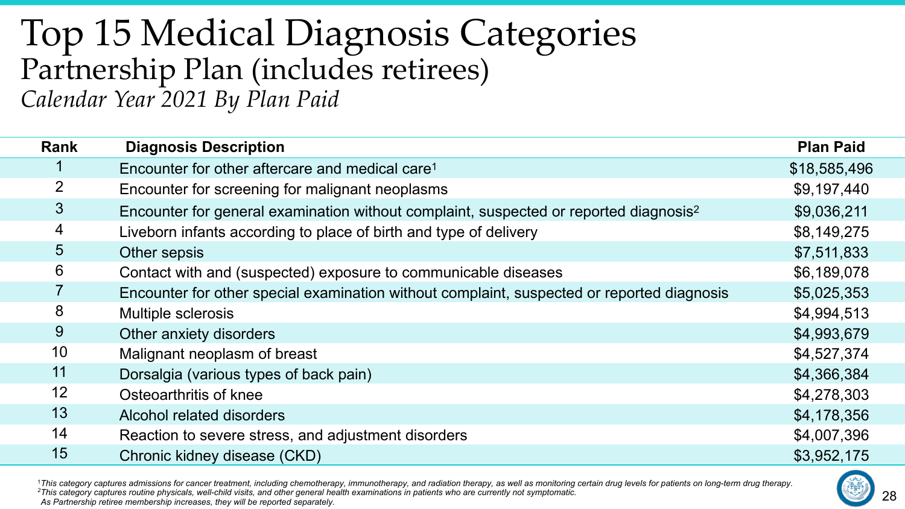# Top 15 Medical Diagnosis Categories

## Partnership Plan (includes retirees)

### *Calendar Year 2021 By Plan Paid*

| Rank | Diagnosis Description | Plan Paid |
|---|---|---|
| 1 | Encounter for other aftercare and medical care[1] | $18,585,496 |
| 2 | Encounter for screening for malignant neoplasms | $9,197,440 |
| 3 | Encounter for general examination without complaint, suspected or reported diagnosis[2] | $9,036,211 |
| 4 | Liveborn infants according to place of birth and type of delivery | $8,149,275 |
| 5 | Other sepsis | $7,511,833 |
| 6 | Contact with and (suspected) exposure to communicable diseases | $6,189,078 |
| 7 | Encounter for other special examination without complaint, suspected or reported diagnosis | $5,025,353 |
| 8 | Multiple sclerosis | $4,994,513 |
| 9 | Other anxiety disorders | $4,993,679 |
| 10 | Malignant neoplasm of breast | $4,527,374 |
| 11 | Dorsalgia (various types of back pain) | $4,366,384 |
| 12 | Osteoarthritis of knee | $4,278,303 |
| 13 | Alcohol related disorders | $4,178,356 |
| 14 | Reaction to severe stress, and adjustment disorders | $4,007,396 |
| 15 | Chronic kidney disease (CKD) | $3,952,175 |

[1]*This category captures admissions for cancer treatment, including chemotherapy, immunotherapy, and radiation therapy, as well as monitoring certain drug levels for patients on long-term drug therapy.*
[2]*This category captures routine physicals, well-child visits, and other general health examinations in patients who are currently not symptomatic.*
*As Partnership retiree membership increases, they will be reported separately.*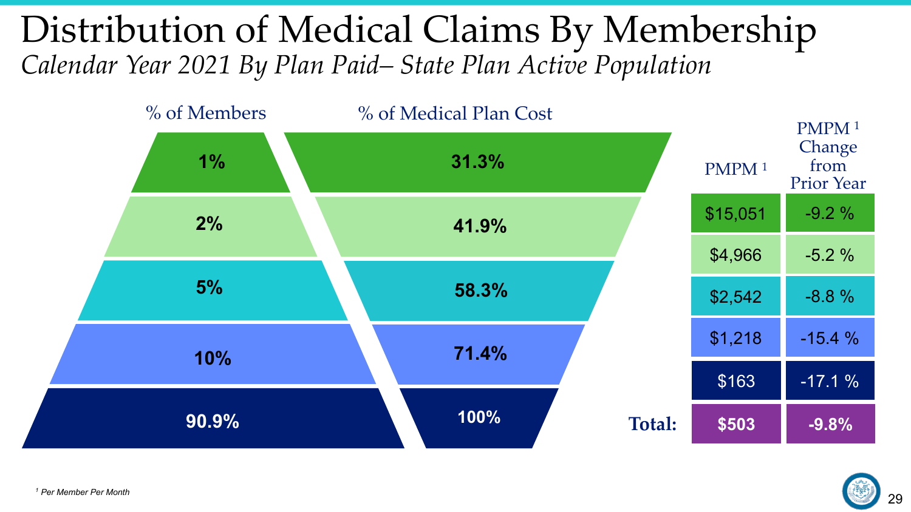# Distribution of Medical Claims By Membership

*Calendar Year 2021 By Plan Paid– State Plan Active Population*

| % of Members | % of Medical Plan Cost | PMPM [1] | PMPM [1] Change from Prior Year |
|---|---|---|---|
| 1% | 31.3% | $15,051 | -9.2 % |
| 2% | 41.9% | $4,966 | -5.2 % |
| 5% | 58.3% | $2,542 | -8.8 % |
| 10% | 71.4% | $1,218 | -15.4 % |
| 90.9% | 100% | $163 | -17.1 % |
| | **Total:** | **$503** | **-9.8%** |

[1] *Per Member Per Month*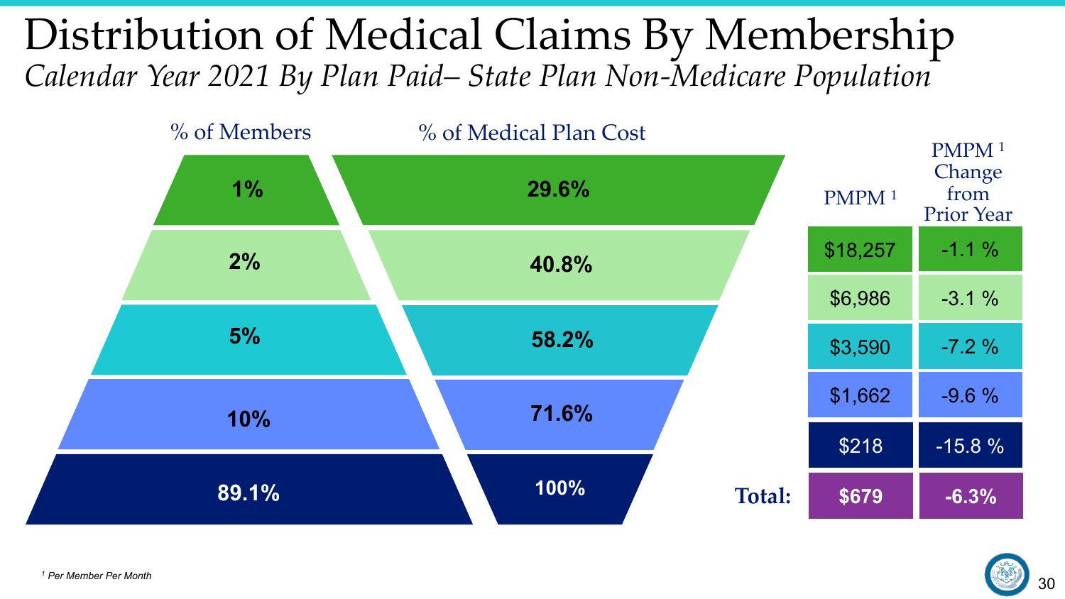# Distribution of Medical Claims By Membership

*Calendar Year 2021 By Plan Paid– State Plan Non-Medicare Population*

| % of Members | % of Medical Plan Cost | PMPM [1] | PMPM [1] Change from Prior Year |
|---|---|---|---|
| 1% | 29.6% | $18,257 | -1.1 % |
| 2% | 40.8% | $6,986 | -3.1 % |
| 5% | 58.2% | $3,590 | -7.2 % |
| 10% | 71.6% | $1,662 | -9.6 % |
| 89.1% | 100% | $218 | -15.8 % |
| | **Total:** | **$679** | **-6.3%** |

*[1] Per Member Per Month*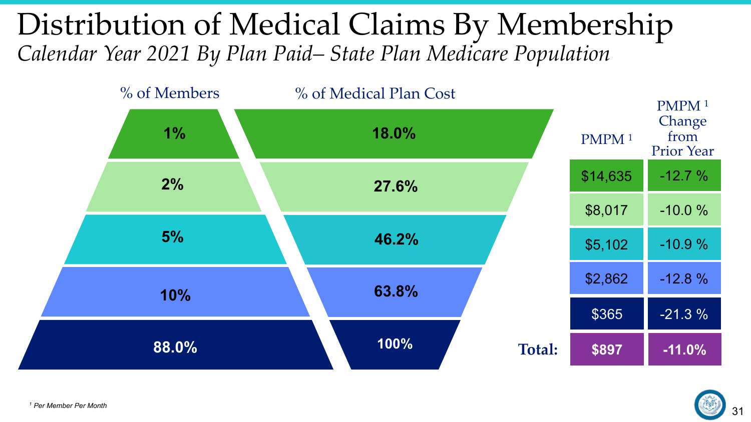# Distribution of Medical Claims By Membership

*Calendar Year 2021 By Plan Paid– State Plan Medicare Population*

| % of Members | % of Medical Plan Cost | PMPM [1] | PMPM [1] Change from Prior Year |
|---|---|---|---|
| 1% | 18.0% | $14,635 | -12.7 % |
| 2% | 27.6% | $8,017 | -10.0 % |
| 5% | 46.2% | $5,102 | -10.9 % |
| 10% | 63.8% | $2,862 | -12.8 % |
| 88.0% | 100% | $365 | -21.3 % |
| | **Total:** | **$897** | **-11.0%** |

[1] *Per Member Per Month*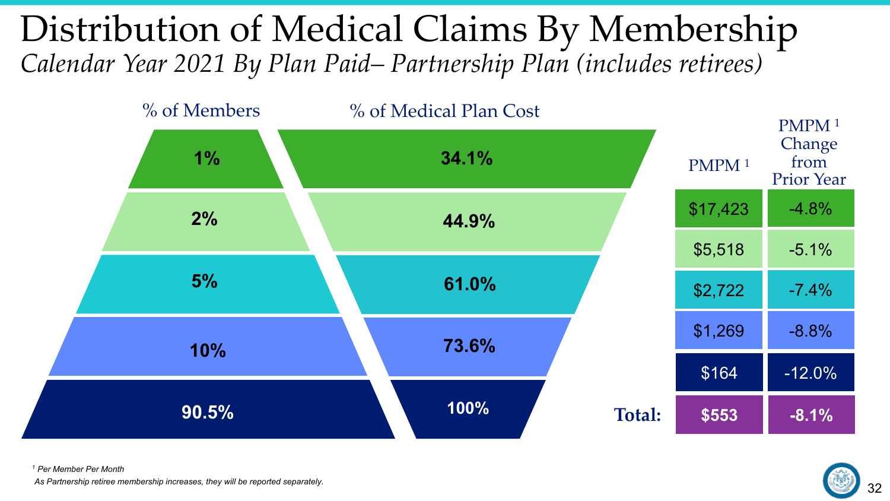# Distribution of Medical Claims By Membership

*Calendar Year 2021 By Plan Paid– Partnership Plan (includes retirees)*

% of Members

% of Medical Plan Cost

PMPM [1]

PMPM [1] Change from Prior Year

1%

34.1%

$17,423

-4.8%

2%

44.9%

$5,518

-5.1%

5%

61.0%

$2,722

-7.4%

10%

73.6%

$1,269

-8.8%

90.5%

100%

$164

-12.0%

Total:

$553

-8.1%

*[1] Per Member Per Month*

*As Partnership retiree membership increases, they will be reported separately.*